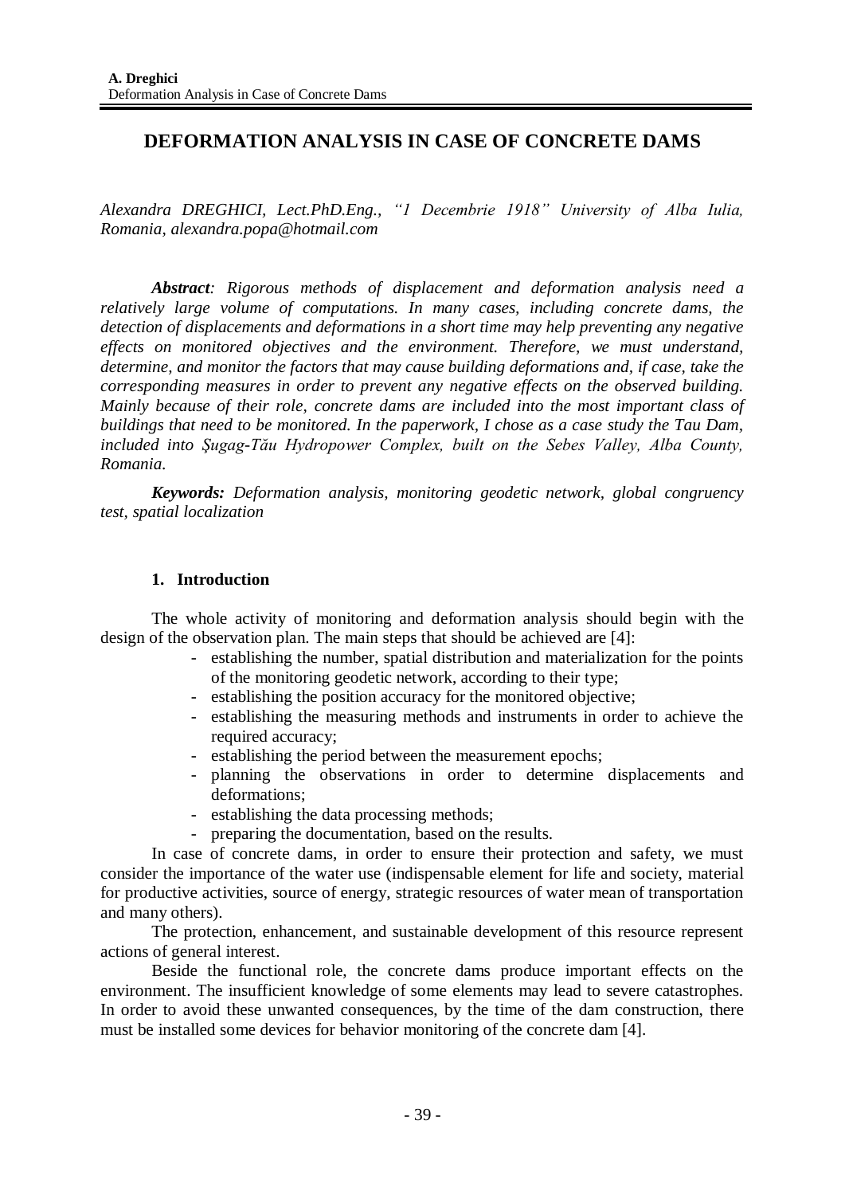# DEFORMATION ANALYSIS IN CASE OF CONCRETE DAMS

*Alexandra DREGHICI, Lect.PhD.Eng., "1 Decembrie 1918" University of Alba Iulia, Romania, alexandra.popa@hotmail.com*

***Abstract**: Rigorous methods of displacement and deformation analysis need a relatively large volume of computations. In many cases, including concrete dams, the detection of displacements and deformations in a short time may help preventing any negative effects on monitored objectives and the environment. Therefore, we must understand, determine, and monitor the factors that may cause building deformations and, if case, take the corresponding measures in order to prevent any negative effects on the observed building. Mainly because of their role, concrete dams are included into the most important class of buildings that need to be monitored. In the paperwork, I chose as a case study the Tau Dam, included into Şugag-Tău Hydropower Complex, built on the Sebes Valley, Alba County, Romania.*

***Keywords:** Deformation analysis, monitoring geodetic network, global congruency test, spatial localization*

## 1. Introduction

The whole activity of monitoring and deformation analysis should begin with the design of the observation plan. The main steps that should be achieved are [4]:

- establishing the number, spatial distribution and materialization for the points of the monitoring geodetic network, according to their type;
- establishing the position accuracy for the monitored objective;
- establishing the measuring methods and instruments in order to achieve the required accuracy;
- establishing the period between the measurement epochs;
- planning the observations in order to determine displacements and deformations;
- establishing the data processing methods;
- preparing the documentation, based on the results.

In case of concrete dams, in order to ensure their protection and safety, we must consider the importance of the water use (indispensable element for life and society, material for productive activities, source of energy, strategic resources of water mean of transportation and many others).

The protection, enhancement, and sustainable development of this resource represent actions of general interest.

Beside the functional role, the concrete dams produce important effects on the environment. The insufficient knowledge of some elements may lead to severe catastrophes. In order to avoid these unwanted consequences, by the time of the dam construction, there must be installed some devices for behavior monitoring of the concrete dam [4].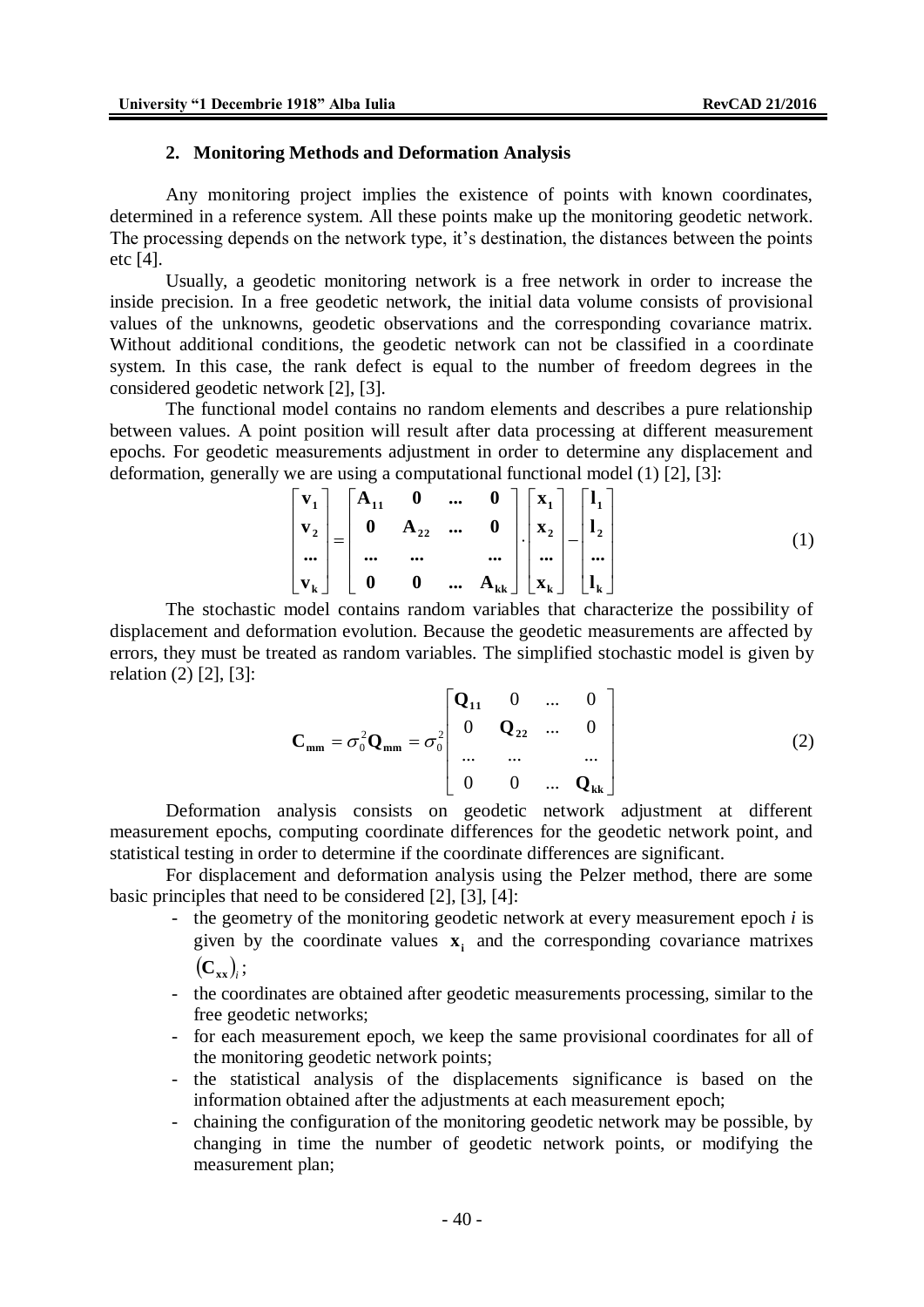## 2. Monitoring Methods and Deformation Analysis

Any monitoring project implies the existence of points with known coordinates, determined in a reference system. All these points make up the monitoring geodetic network. The processing depends on the network type, it's destination, the distances between the points etc [4].

Usually, a geodetic monitoring network is a free network in order to increase the inside precision. In a free geodetic network, the initial data volume consists of provisional values of the unknowns, geodetic observations and the corresponding covariance matrix. Without additional conditions, the geodetic network can not be classified in a coordinate system. In this case, the rank defect is equal to the number of freedom degrees in the considered geodetic network [2], [3].

The functional model contains no random elements and describes a pure relationship between values. A point position will result after data processing at different measurement epochs. For geodetic measurements adjustment in order to determine any displacement and deformation, generally we are using a computational functional model (1) [2], [3]:

$$\begin{bmatrix} \mathbf{v_1} \\ \mathbf{v_2} \\ \mathbf{...} \\ \mathbf{v_k} \end{bmatrix} = \begin{bmatrix} \mathbf{A_{11}} & \mathbf{0} & \mathbf{...} & \mathbf{0} \\ \mathbf{0} & \mathbf{A_{22}} & \mathbf{...} & \mathbf{0} \\ \mathbf{...} & \mathbf{...} & & \mathbf{...} \\ \mathbf{0} & \mathbf{0} & \mathbf{...} & \mathbf{A_{kk}} \end{bmatrix} \cdot \begin{bmatrix} \mathbf{x_1} \\ \mathbf{x_2} \\ \mathbf{...} \\ \mathbf{x_k} \end{bmatrix} - \begin{bmatrix} \mathbf{l_1} \\ \mathbf{l_2} \\ \mathbf{...} \\ \mathbf{l_k} \end{bmatrix} \tag{1}$$

The stochastic model contains random variables that characterize the possibility of displacement and deformation evolution. Because the geodetic measurements are affected by errors, they must be treated as random variables. The simplified stochastic model is given by relation (2) [2], [3]:

$$\mathbf{C_{mm}} = \sigma_0^2 \mathbf{Q_{mm}} = \sigma_0^2 \begin{bmatrix} \mathbf{Q_{11}} & 0 & ... & 0 \\ 0 & \mathbf{Q_{22}} & ... & 0 \\ ... & ... & & ... \\ 0 & 0 & ... & \mathbf{Q_{kk}} \end{bmatrix} \tag{2}$$

Deformation analysis consists on geodetic network adjustment at different measurement epochs, computing coordinate differences for the geodetic network point, and statistical testing in order to determine if the coordinate differences are significant.

For displacement and deformation analysis using the Pelzer method, there are some basic principles that need to be considered [2], [3], [4]:

- the geometry of the monitoring geodetic network at every measurement epoch $i$ is given by the coordinate values $\mathbf{x_i}$ and the corresponding covariance matrixes $(\mathbf{C_{xx}})_i$;
- the coordinates are obtained after geodetic measurements processing, similar to the free geodetic networks;
- for each measurement epoch, we keep the same provisional coordinates for all of the monitoring geodetic network points;
- the statistical analysis of the displacements significance is based on the information obtained after the adjustments at each measurement epoch;
- chaining the configuration of the monitoring geodetic network may be possible, by changing in time the number of geodetic network points, or modifying the measurement plan;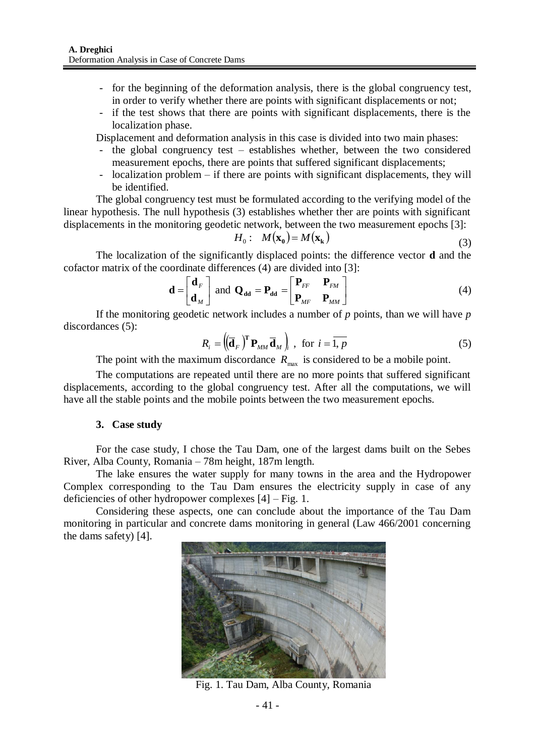- for the beginning of the deformation analysis, there is the global congruency test, in order to verify whether there are points with significant displacements or not;
- if the test shows that there are points with significant displacements, there is the localization phase.

Displacement and deformation analysis in this case is divided into two main phases:

- the global congruency test – establishes whether, between the two considered measurement epochs, there are points that suffered significant displacements;
- localization problem – if there are points with significant displacements, they will be identified.

The global congruency test must be formulated according to the verifying model of the linear hypothesis. The null hypothesis (3) establishes whether ther are points with significant displacements in the monitoring geodetic network, between the two measurement epochs [3]:

$$H_0: \quad M(\mathbf{x_0}) = M(\mathbf{x_k}) \tag{3}$$

The localization of the significantly displaced points: the difference vector **d** and the cofactor matrix of the coordinate differences (4) are divided into [3]:

$$\mathbf{d} = \begin{bmatrix} \mathbf{d}_F \\ \mathbf{d}_M \end{bmatrix} \text{ and } \mathbf{Q_{dd}} = \mathbf{P_{dd}} = \begin{bmatrix} \mathbf{P}_{FF} & \mathbf{P}_{FM} \\ \mathbf{P}_{MF} & \mathbf{P}_{MM} \end{bmatrix} \tag{4}$$

If the monitoring geodetic network includes a number of $p$ points, than we will have $p$ discordances (5):

$$R_i = \left( (\overline{\mathbf{d}}_F)^{\mathbf{T}} \mathbf{P}_{MM} \overline{\mathbf{d}}_M \right)_i, \text{ for } i = \overline{1, p} \tag{5}$$

The point with the maximum discordance $R_{\max}$ is considered to be a mobile point.

The computations are repeated until there are no more points that suffered significant displacements, according to the global congruency test. After all the computations, we will have all the stable points and the mobile points between the two measurement epochs.

## 3. Case study

For the case study, I chose the Tau Dam, one of the largest dams built on the Sebes River, Alba County, Romania – 78m height, 187m length.

The lake ensures the water supply for many towns in the area and the Hydropower Complex corresponding to the Tau Dam ensures the electricity supply in case of any deficiencies of other hydropower complexes [4] – Fig. 1.

Considering these aspects, one can conclude about the importance of the Tau Dam monitoring in particular and concrete dams monitoring in general (Law 466/2001 concerning the dams safety) [4].

Fig. 1. Tau Dam, Alba County, Romania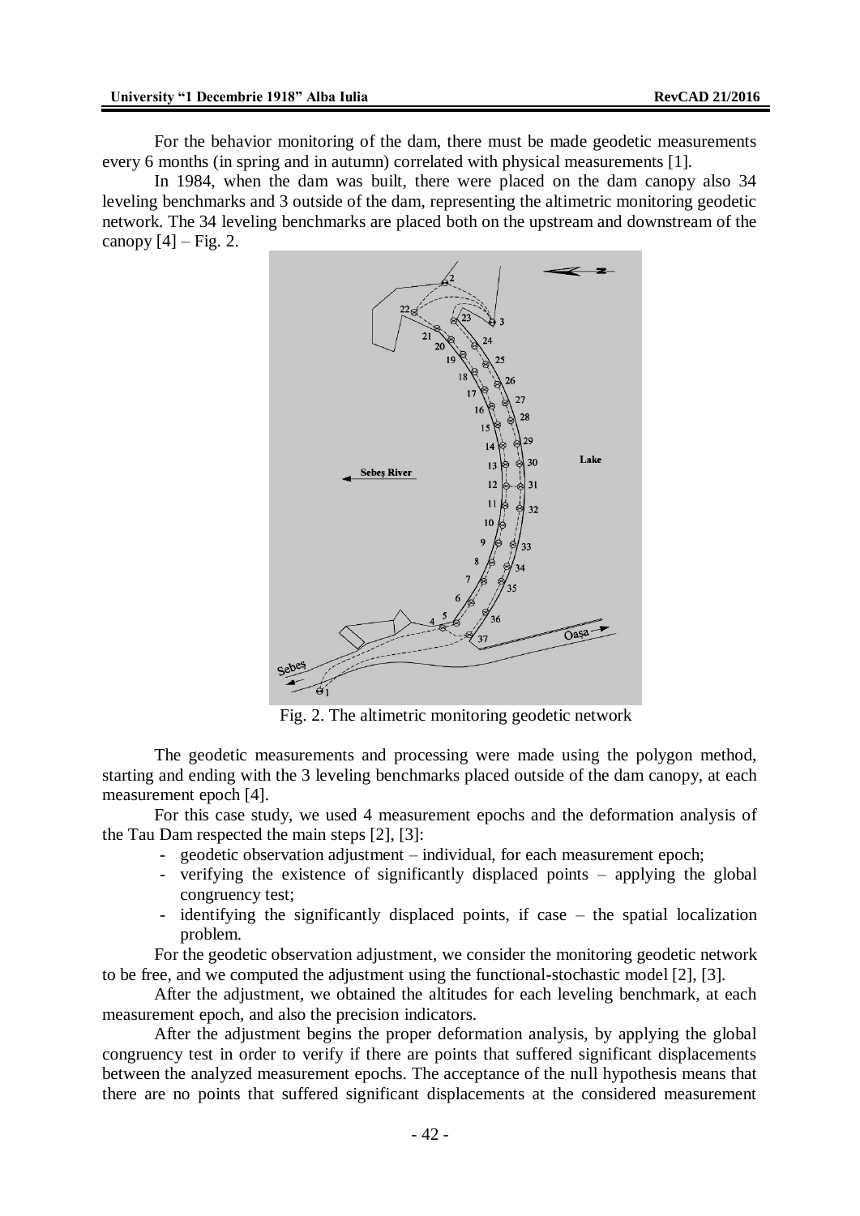For the behavior monitoring of the dam, there must be made geodetic measurements every 6 months (in spring and in autumn) correlated with physical measurements [1].

In 1984, when the dam was built, there were placed on the dam canopy also 34 leveling benchmarks and 3 outside of the dam, representing the altimetric monitoring geodetic network. The 34 leveling benchmarks are placed both on the upstream and downstream of the canopy [4] – Fig. 2.

Fig. 2. The altimetric monitoring geodetic network

The geodetic measurements and processing were made using the polygon method, starting and ending with the 3 leveling benchmarks placed outside of the dam canopy, at each measurement epoch [4].

For this case study, we used 4 measurement epochs and the deformation analysis of the Tau Dam respected the main steps [2], [3]:

- geodetic observation adjustment – individual, for each measurement epoch;
- verifying the existence of significantly displaced points – applying the global congruency test;
- identifying the significantly displaced points, if case – the spatial localization problem.

For the geodetic observation adjustment, we consider the monitoring geodetic network to be free, and we computed the adjustment using the functional-stochastic model [2], [3].

After the adjustment, we obtained the altitudes for each leveling benchmark, at each measurement epoch, and also the precision indicators.

After the adjustment begins the proper deformation analysis, by applying the global congruency test in order to verify if there are points that suffered significant displacements between the analyzed measurement epochs. The acceptance of the null hypothesis means that there are no points that suffered significant displacements at the considered measurement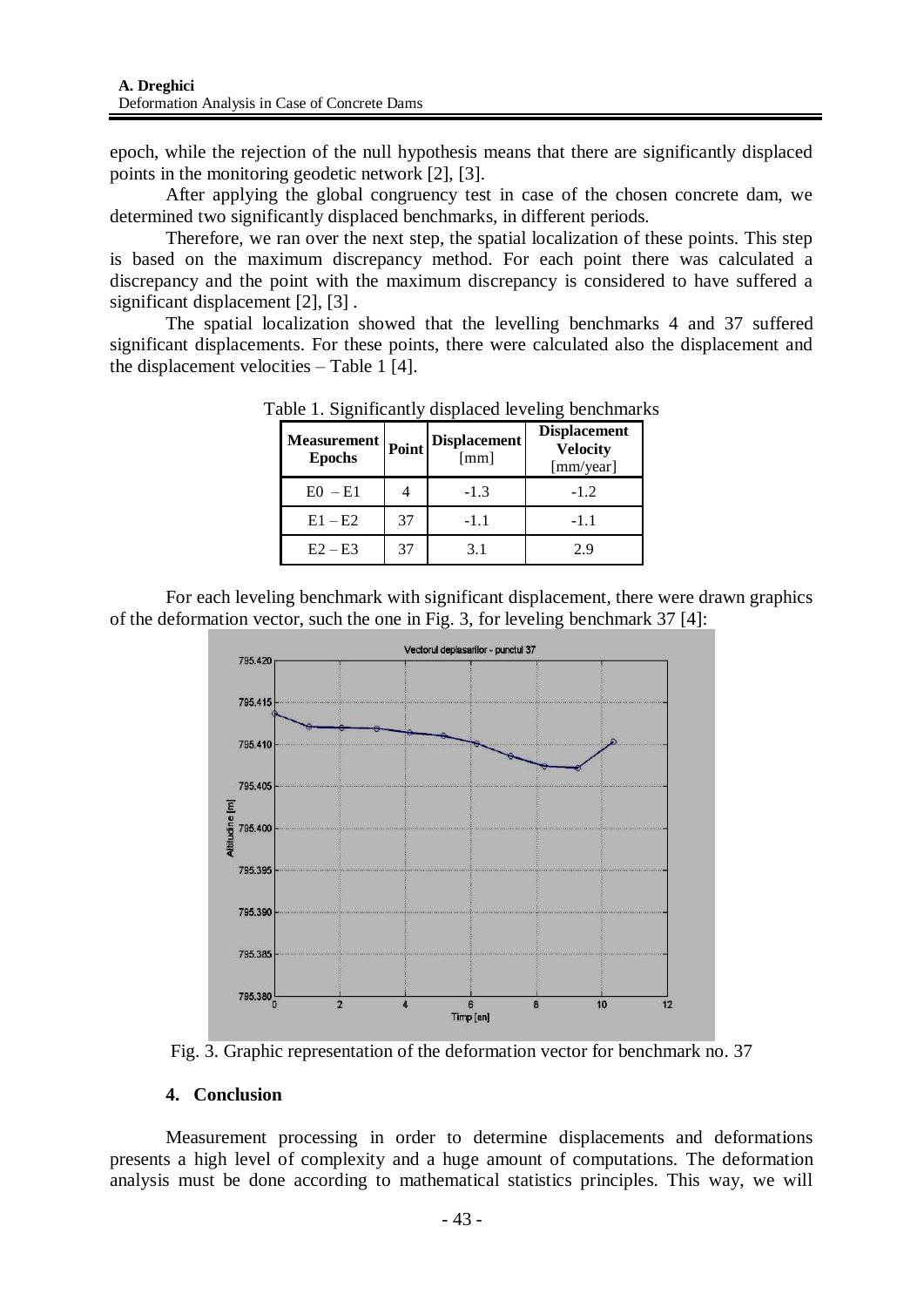epoch, while the rejection of the null hypothesis means that there are significantly displaced points in the monitoring geodetic network [2], [3].

After applying the global congruency test in case of the chosen concrete dam, we determined two significantly displaced benchmarks, in different periods.

Therefore, we ran over the next step, the spatial localization of these points. This step is based on the maximum discrepancy method. For each point there was calculated a discrepancy and the point with the maximum discrepancy is considered to have suffered a significant displacement [2], [3] .

The spatial localization showed that the levelling benchmarks 4 and 37 suffered significant displacements. For these points, there were calculated also the displacement and the displacement velocities – Table 1 [4].

Table 1. Significantly displaced leveling benchmarks

| Measurement Epochs | Point | Displacement [mm] | Displacement Velocity [mm/year] |
|---|---|---|---|
| E0 – E1 | 4 | -1.3 | -1.2 |
| E1 – E2 | 37 | -1.1 | -1.1 |
| E2 – E3 | 37 | 3.1 | 2.9 |

For each leveling benchmark with significant displacement, there were drawn graphics of the deformation vector, such the one in Fig. 3, for leveling benchmark 37 [4]:

Fig. 3. Graphic representation of the deformation vector for benchmark no. 37

## 4. Conclusion

Measurement processing in order to determine displacements and deformations presents a high level of complexity and a huge amount of computations. The deformation analysis must be done according to mathematical statistics principles. This way, we will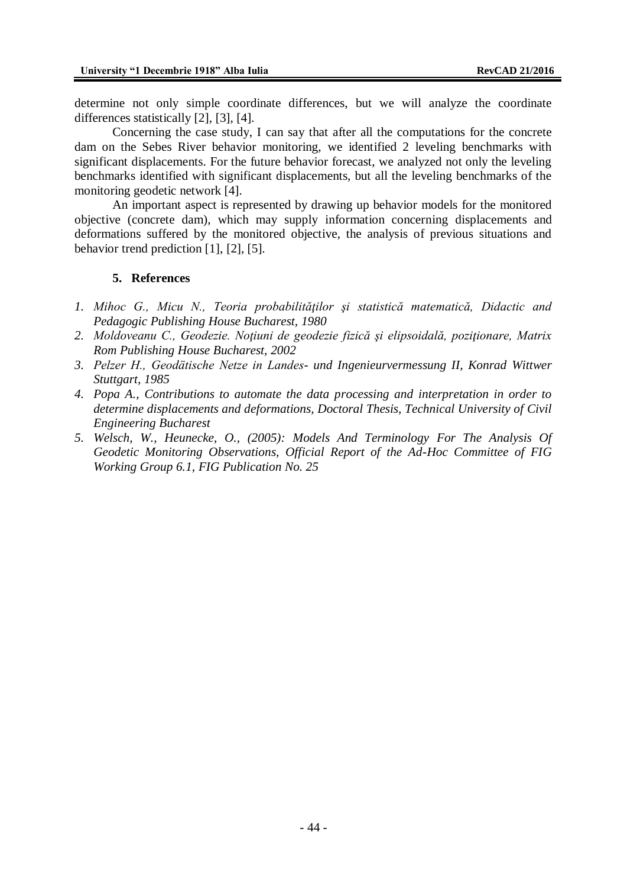determine not only simple coordinate differences, but we will analyze the coordinate differences statistically [2], [3], [4].

Concerning the case study, I can say that after all the computations for the concrete dam on the Sebes River behavior monitoring, we identified 2 leveling benchmarks with significant displacements. For the future behavior forecast, we analyzed not only the leveling benchmarks identified with significant displacements, but all the leveling benchmarks of the monitoring geodetic network [4].

An important aspect is represented by drawing up behavior models for the monitored objective (concrete dam), which may supply information concerning displacements and deformations suffered by the monitored objective, the analysis of previous situations and behavior trend prediction [1], [2], [5].

## 5. References

1. *Mihoc G., Micu N., Teoria probabilităţilor şi statistică matematică, Didactic and Pedagogic Publishing House Bucharest, 1980*
2. *Moldoveanu C., Geodezie. Noţiuni de geodezie fizică şi elipsoidală, poziţionare, Matrix Rom Publishing House Bucharest, 2002*
3. *Pelzer H., Geodätische Netze in Landes- und Ingenieurvermessung II, Konrad Wittwer Stuttgart, 1985*
4. *Popa A., Contributions to automate the data processing and interpretation in order to determine displacements and deformations, Doctoral Thesis, Technical University of Civil Engineering Bucharest*
5. *Welsch, W., Heunecke, O., (2005): Models And Terminology For The Analysis Of Geodetic Monitoring Observations, Official Report of the Ad-Hoc Committee of FIG Working Group 6.1, FIG Publication No. 25*